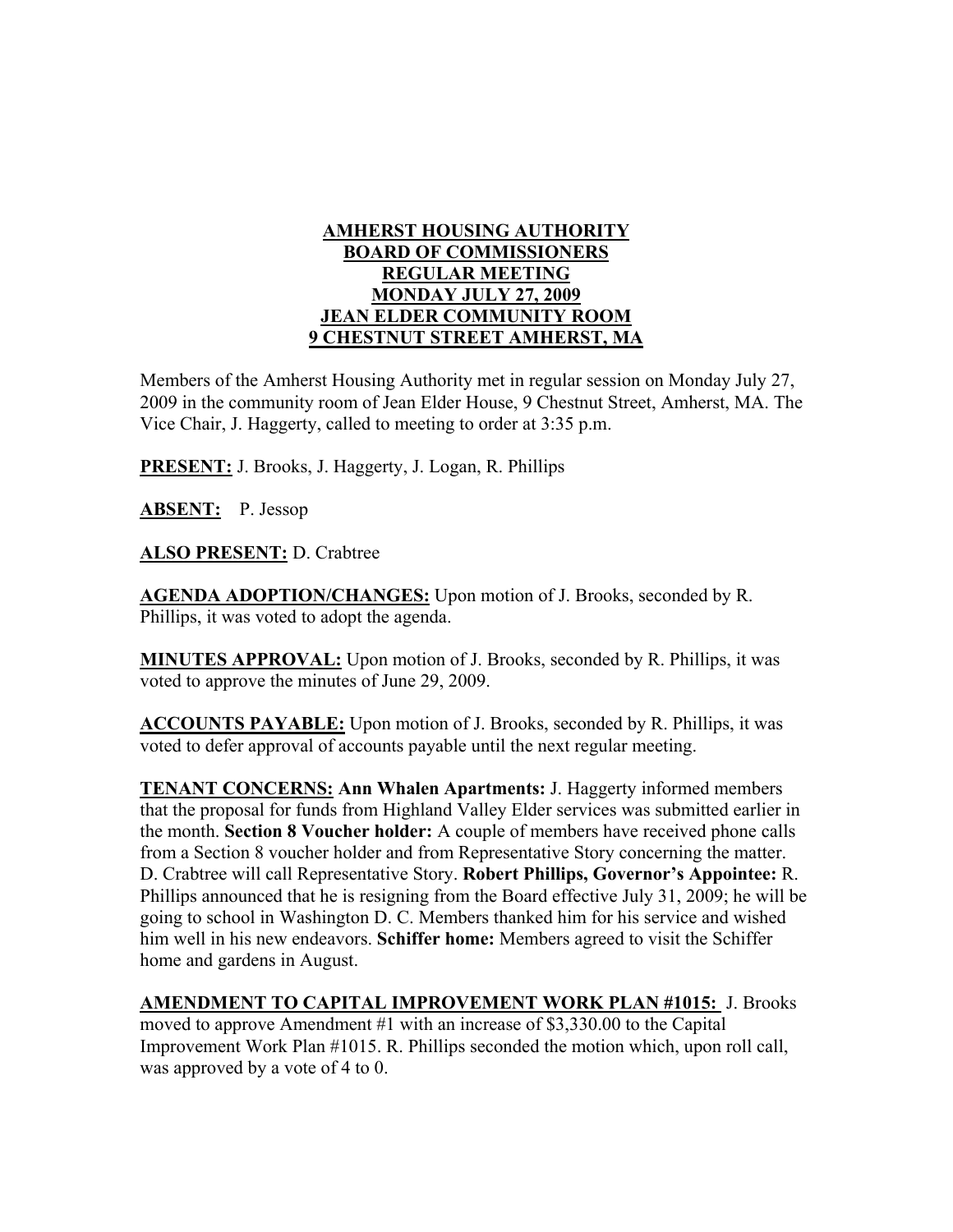# AMHERST HOUSING AUTHORITY
# BOARD OF COMMISSIONERS
# REGULAR MEETING
# MONDAY JULY 27, 2009
# JEAN ELDER COMMUNITY ROOM
# 9 CHESTNUT STREET AMHERST, MA

Members of the Amherst Housing Authority met in regular session on Monday July 27, 2009 in the community room of Jean Elder House, 9 Chestnut Street, Amherst, MA. The Vice Chair, J. Haggerty, called to meeting to order at 3:35 p.m.

**PRESENT:** J. Brooks, J. Haggerty, J. Logan, R. Phillips

**ABSENT:** P. Jessop

**ALSO PRESENT:** D. Crabtree

**AGENDA ADOPTION/CHANGES:** Upon motion of J. Brooks, seconded by R. Phillips, it was voted to adopt the agenda.

**MINUTES APPROVAL:** Upon motion of J. Brooks, seconded by R. Phillips, it was voted to approve the minutes of June 29, 2009.

**ACCOUNTS PAYABLE:** Upon motion of J. Brooks, seconded by R. Phillips, it was voted to defer approval of accounts payable until the next regular meeting.

**TENANT CONCERNS:** **Ann Whalen Apartments:** J. Haggerty informed members that the proposal for funds from Highland Valley Elder services was submitted earlier in the month. **Section 8 Voucher holder:** A couple of members have received phone calls from a Section 8 voucher holder and from Representative Story concerning the matter. D. Crabtree will call Representative Story. **Robert Phillips, Governor's Appointee:** R. Phillips announced that he is resigning from the Board effective July 31, 2009; he will be going to school in Washington D. C. Members thanked him for his service and wished him well in his new endeavors. **Schiffer home:** Members agreed to visit the Schiffer home and gardens in August.

**AMENDMENT TO CAPITAL IMPROVEMENT WORK PLAN #1015:** J. Brooks moved to approve Amendment #1 with an increase of $3,330.00 to the Capital Improvement Work Plan #1015. R. Phillips seconded the motion which, upon roll call, was approved by a vote of 4 to 0.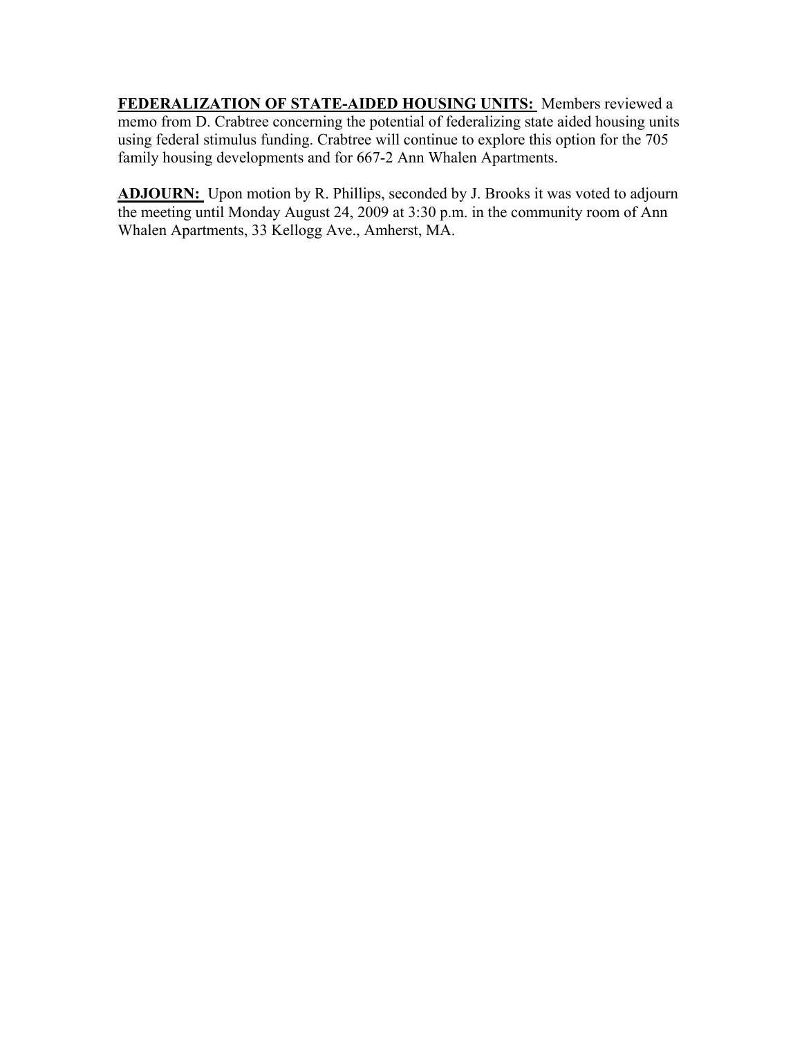**FEDERALIZATION OF STATE-AIDED HOUSING UNITS:** Members reviewed a memo from D. Crabtree concerning the potential of federalizing state aided housing units using federal stimulus funding. Crabtree will continue to explore this option for the 705 family housing developments and for 667-2 Ann Whalen Apartments.

**ADJOURN:** Upon motion by R. Phillips, seconded by J. Brooks it was voted to adjourn the meeting until Monday August 24, 2009 at 3:30 p.m. in the community room of Ann Whalen Apartments, 33 Kellogg Ave., Amherst, MA.